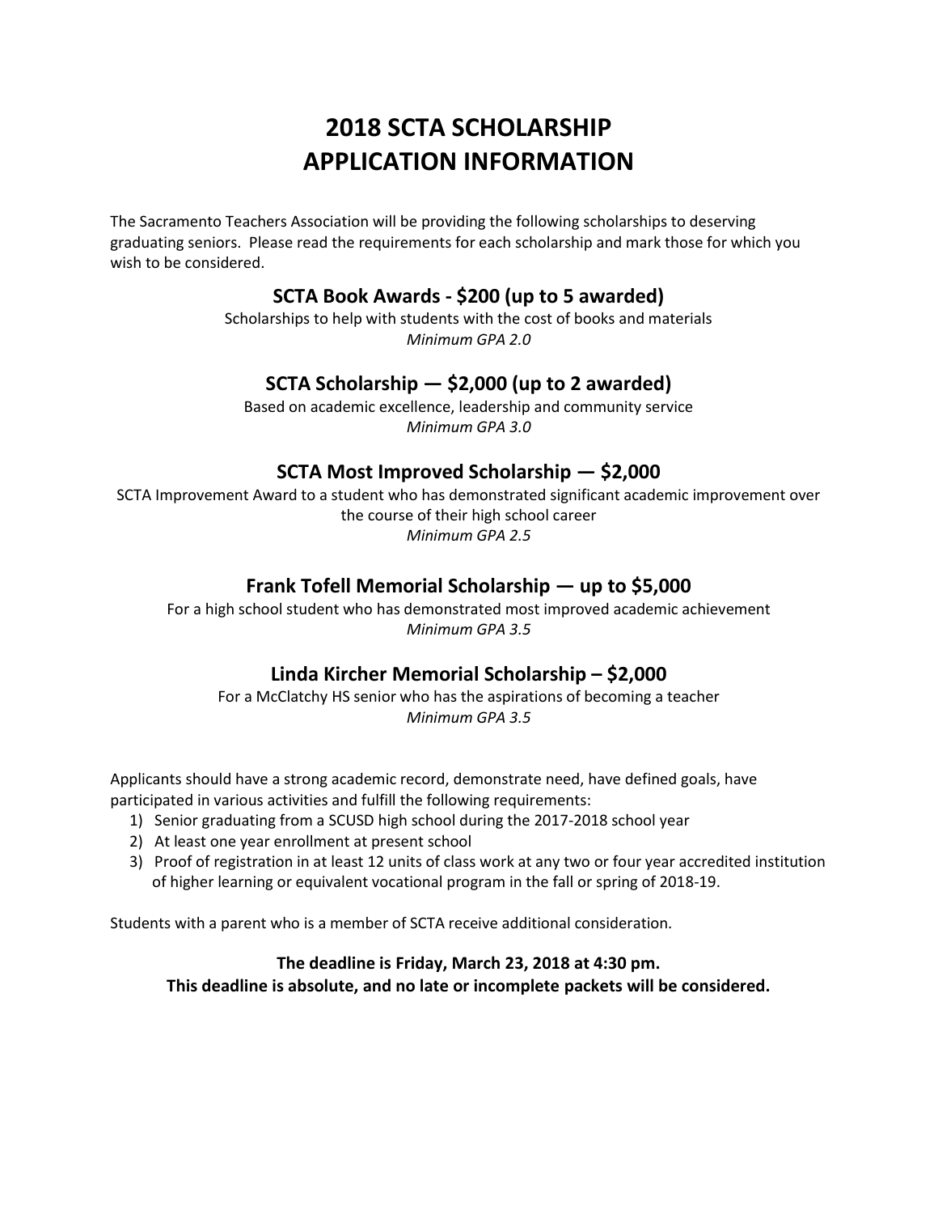# 2018 SCTA SCHOLARSHIP APPLICATION INFORMATION

The Sacramento Teachers Association will be providing the following scholarships to deserving graduating seniors. Please read the requirements for each scholarship and mark those for which you wish to be considered.

## SCTA Book Awards - $200 (up to 5 awarded)

Scholarships to help with students with the cost of books and materials

*Minimum GPA 2.0*

## SCTA Scholarship — $2,000 (up to 2 awarded)

Based on academic excellence, leadership and community service

*Minimum GPA 3.0*

## SCTA Most Improved Scholarship — $2,000

SCTA Improvement Award to a student who has demonstrated significant academic improvement over the course of their high school career

*Minimum GPA 2.5*

## Frank Tofell Memorial Scholarship — up to $5,000

For a high school student who has demonstrated most improved academic achievement

*Minimum GPA 3.5*

## Linda Kircher Memorial Scholarship – $2,000

For a McClatchy HS senior who has the aspirations of becoming a teacher

*Minimum GPA 3.5*

Applicants should have a strong academic record, demonstrate need, have defined goals, have participated in various activities and fulfill the following requirements:

1) Senior graduating from a SCUSD high school during the 2017-2018 school year
2) At least one year enrollment at present school
3) Proof of registration in at least 12 units of class work at any two or four year accredited institution of higher learning or equivalent vocational program in the fall or spring of 2018-19.

Students with a parent who is a member of SCTA receive additional consideration.

**The deadline is Friday, March 23, 2018 at 4:30 pm.**
**This deadline is absolute, and no late or incomplete packets will be considered.**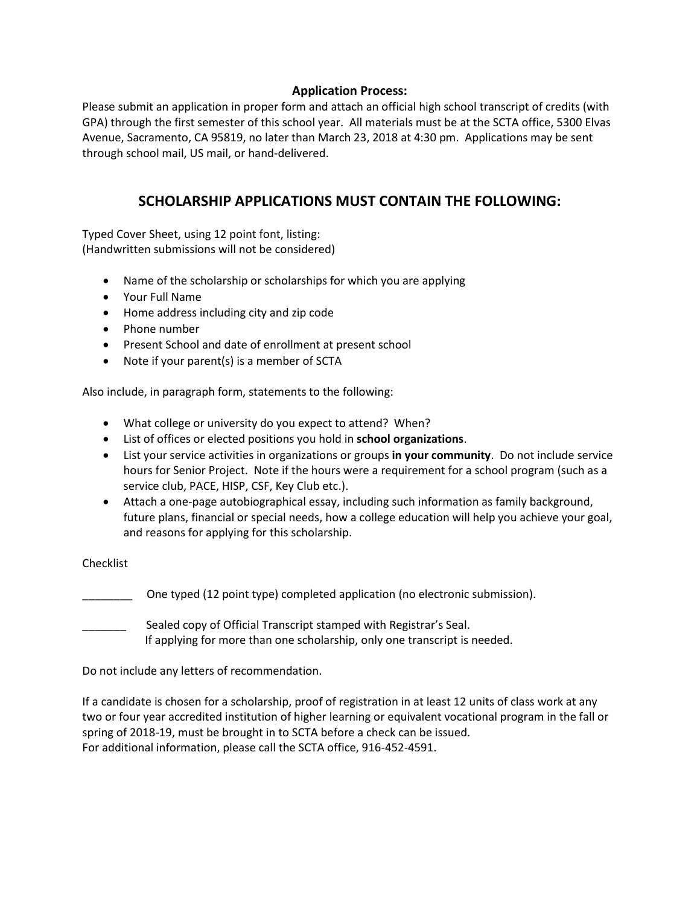**Application Process:**

Please submit an application in proper form and attach an official high school transcript of credits (with GPA) through the first semester of this school year. All materials must be at the SCTA office, 5300 Elvas Avenue, Sacramento, CA 95819, no later than March 23, 2018 at 4:30 pm. Applications may be sent through school mail, US mail, or hand-delivered.

## SCHOLARSHIP APPLICATIONS MUST CONTAIN THE FOLLOWING:

Typed Cover Sheet, using 12 point font, listing:
(Handwritten submissions will not be considered)

- Name of the scholarship or scholarships for which you are applying
- Your Full Name
- Home address including city and zip code
- Phone number
- Present School and date of enrollment at present school
- Note if your parent(s) is a member of SCTA

Also include, in paragraph form, statements to the following:

- What college or university do you expect to attend? When?
- List of offices or elected positions you hold in **school organizations**.
- List your service activities in organizations or groups **in your community**. Do not include service hours for Senior Project. Note if the hours were a requirement for a school program (such as a service club, PACE, HISP, CSF, Key Club etc.).
- Attach a one-page autobiographical essay, including such information as family background, future plans, financial or special needs, how a college education will help you achieve your goal, and reasons for applying for this scholarship.

Checklist

________ One typed (12 point type) completed application (no electronic submission).

_______ Sealed copy of Official Transcript stamped with Registrar's Seal.
If applying for more than one scholarship, only one transcript is needed.

Do not include any letters of recommendation.

If a candidate is chosen for a scholarship, proof of registration in at least 12 units of class work at any two or four year accredited institution of higher learning or equivalent vocational program in the fall or spring of 2018-19, must be brought in to SCTA before a check can be issued.
For additional information, please call the SCTA office, 916-452-4591.